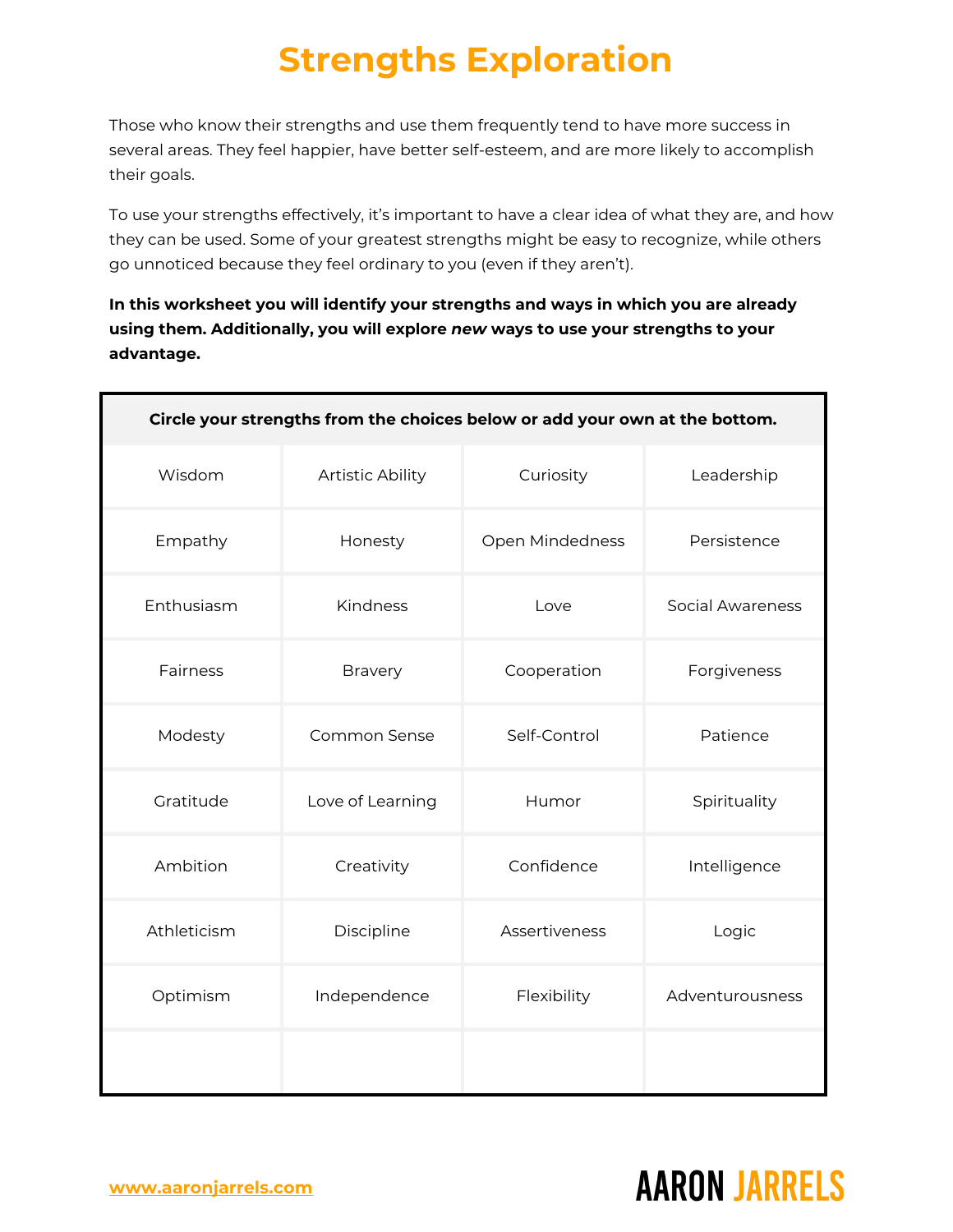# Strengths Exploration

Those who know their strengths and use them frequently tend to have more success in several areas. They feel happier, have better self-esteem, and are more likely to accomplish their goals.

To use your strengths effectively, it's important to have a clear idea of what they are, and how they can be used. Some of your greatest strengths might be easy to recognize, while others go unnoticed because they feel ordinary to you (even if they aren't).

**In this worksheet you will identify your strengths and ways in which you are already using them. Additionally, you will explore *new* ways to use your strengths to your advantage.**

| **Circle your strengths from the choices below or add your own at the bottom.** | | | |
|---|---|---|---|
| Wisdom | Artistic Ability | Curiosity | Leadership |
| Empathy | Honesty | Open Mindedness | Persistence |
| Enthusiasm | Kindness | Love | Social Awareness |
| Fairness | Bravery | Cooperation | Forgiveness |
| Modesty | Common Sense | Self-Control | Patience |
| Gratitude | Love of Learning | Humor | Spirituality |
| Ambition | Creativity | Confidence | Intelligence |
| Athleticism | Discipline | Assertiveness | Logic |
| Optimism | Independence | Flexibility | Adventurousness |
| | | | |

www.aaronjarrels.com

AARON JARRELS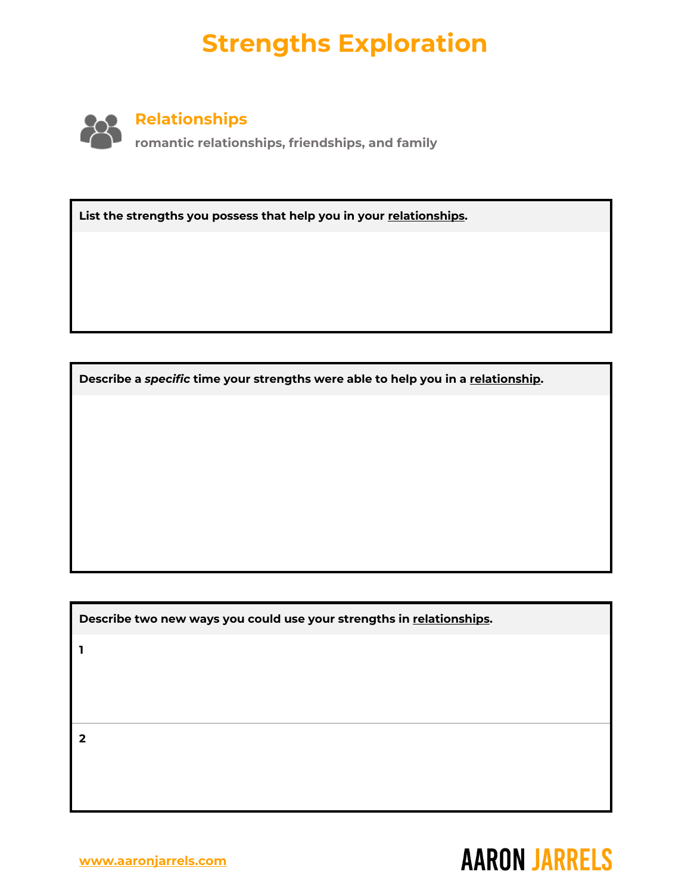# Strengths Exploration

## Relationships

**romantic relationships, friendships, and family**

**List the strengths you possess that help you in your relationships.**

**Describe a *specific* time your strengths were able to help you in a relationship.**

**Describe two new ways you could use your strengths in relationships.**

**1**

**2**

www.aaronjarrels.com

AARON JARRELS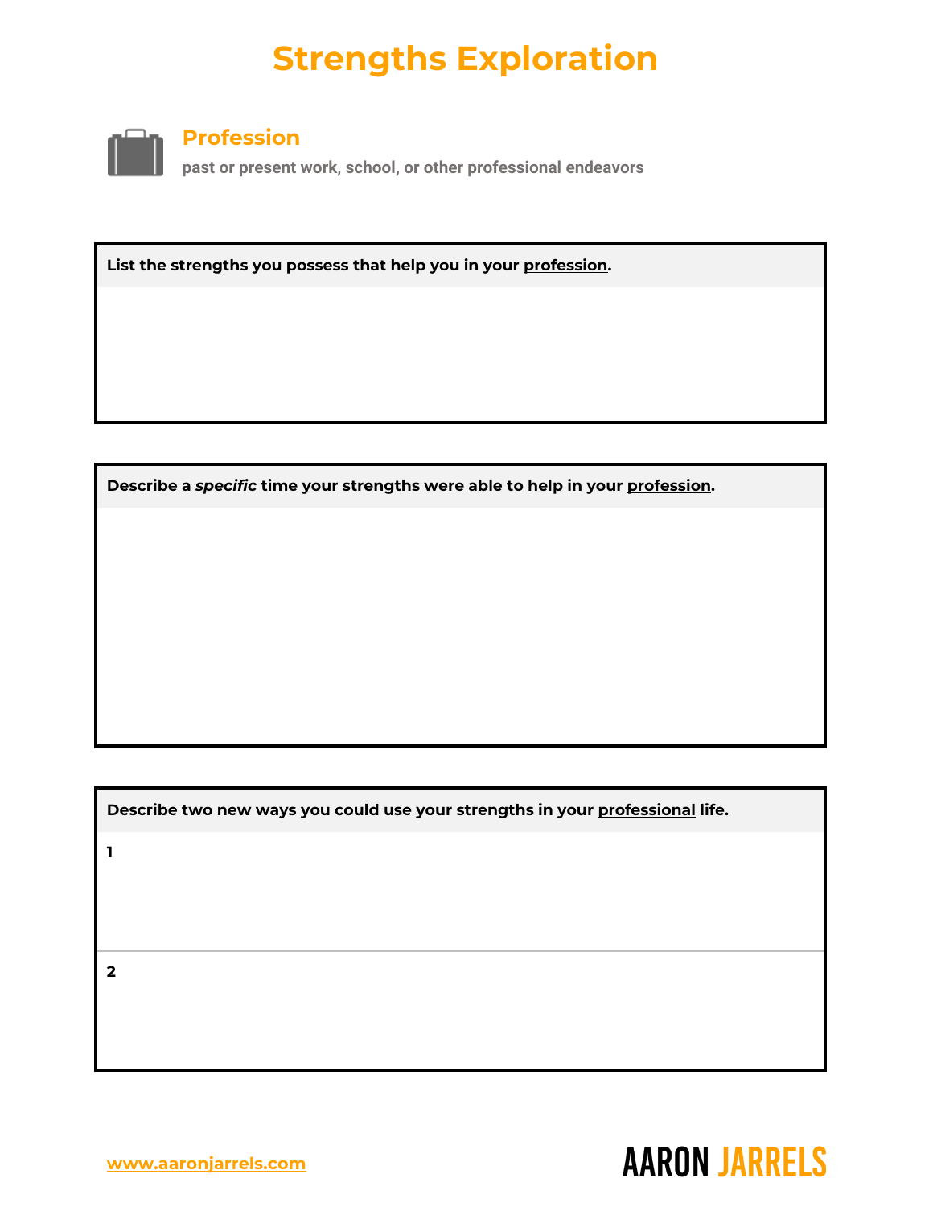# Strengths Exploration

## Profession

past or present work, school, or other professional endeavors

**List the strengths you possess that help you in your profession.**

**Describe a *specific* time your strengths were able to help in your profession.**

**Describe two new ways you could use your strengths in your professional life.**

**1**

**2**

www.aaronjarrels.com

AARON JARRELS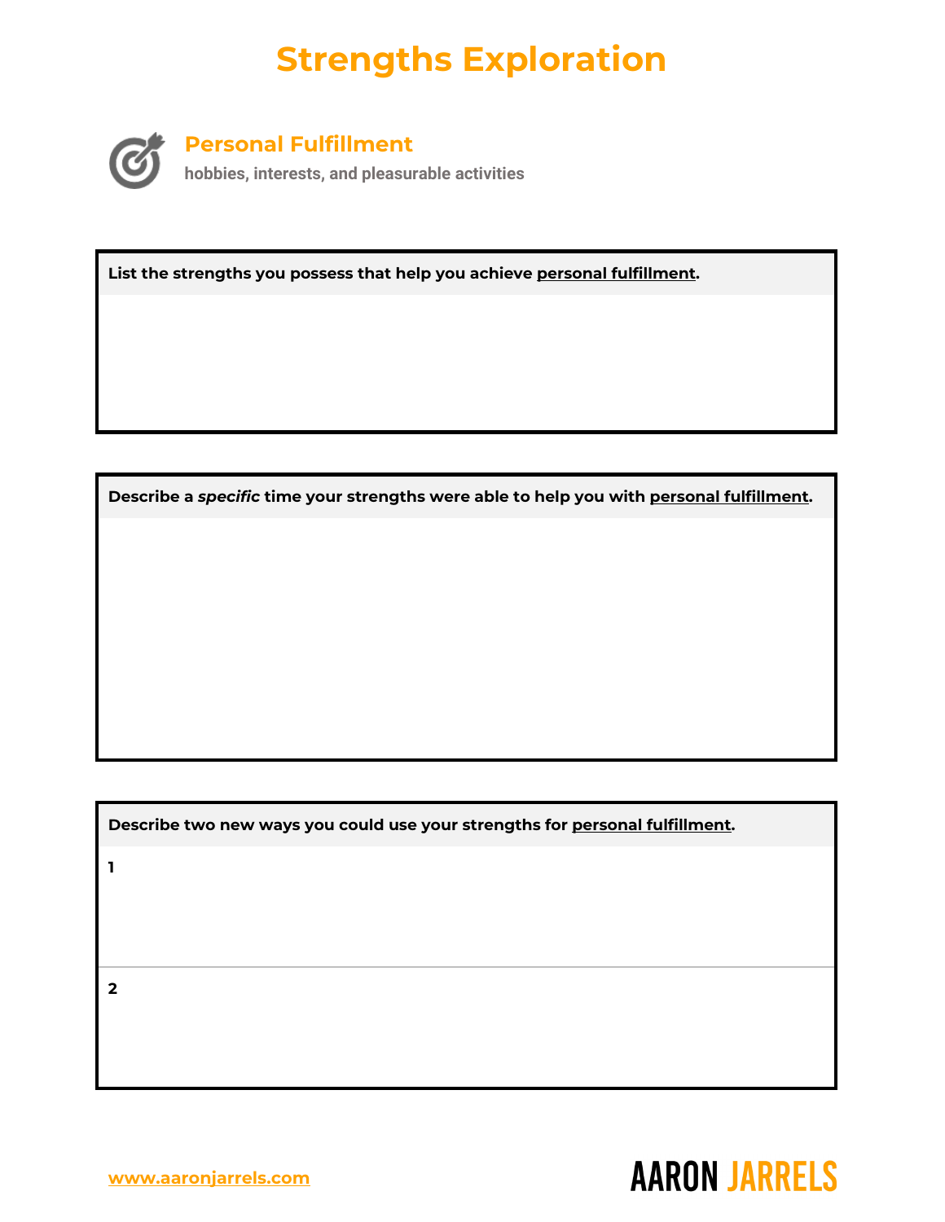# Strengths Exploration

## Personal Fulfillment

hobbies, interests, and pleasurable activities

**List the strengths you possess that help you achieve personal fulfillment.**

**Describe a *specific* time your strengths were able to help you with personal fulfillment.**

**Describe two new ways you could use your strengths for personal fulfillment.**

**1**

**2**

www.aaronjarrels.com

AARON JARRELS